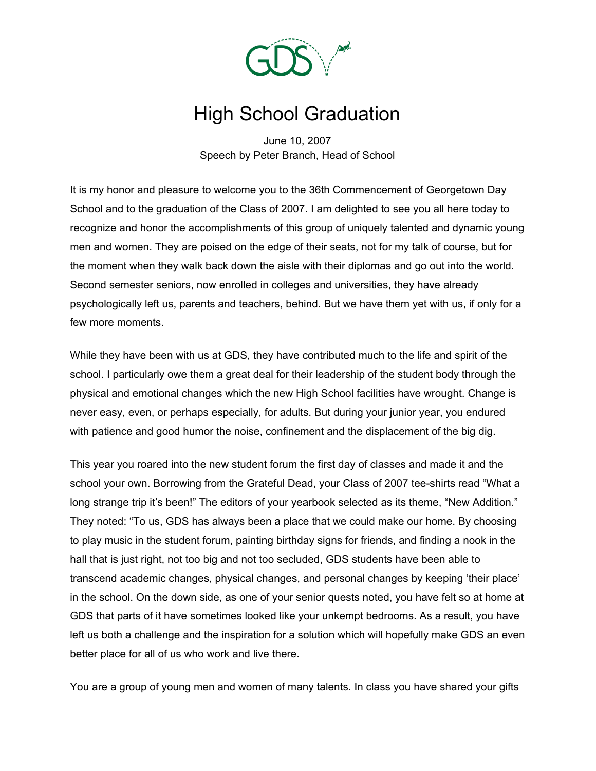# High School Graduation

June 10, 2007
Speech by Peter Branch, Head of School

It is my honor and pleasure to welcome you to the 36th Commencement of Georgetown Day School and to the graduation of the Class of 2007. I am delighted to see you all here today to recognize and honor the accomplishments of this group of uniquely talented and dynamic young men and women. They are poised on the edge of their seats, not for my talk of course, but for the moment when they walk back down the aisle with their diplomas and go out into the world. Second semester seniors, now enrolled in colleges and universities, they have already psychologically left us, parents and teachers, behind. But we have them yet with us, if only for a few more moments.

While they have been with us at GDS, they have contributed much to the life and spirit of the school. I particularly owe them a great deal for their leadership of the student body through the physical and emotional changes which the new High School facilities have wrought. Change is never easy, even, or perhaps especially, for adults. But during your junior year, you endured with patience and good humor the noise, confinement and the displacement of the big dig.

This year you roared into the new student forum the first day of classes and made it and the school your own. Borrowing from the Grateful Dead, your Class of 2007 tee-shirts read "What a long strange trip it's been!" The editors of your yearbook selected as its theme, "New Addition." They noted: "To us, GDS has always been a place that we could make our home. By choosing to play music in the student forum, painting birthday signs for friends, and finding a nook in the hall that is just right, not too big and not too secluded, GDS students have been able to transcend academic changes, physical changes, and personal changes by keeping 'their place' in the school. On the down side, as one of your senior quests noted, you have felt so at home at GDS that parts of it have sometimes looked like your unkempt bedrooms. As a result, you have left us both a challenge and the inspiration for a solution which will hopefully make GDS an even better place for all of us who work and live there.

You are a group of young men and women of many talents. In class you have shared your gifts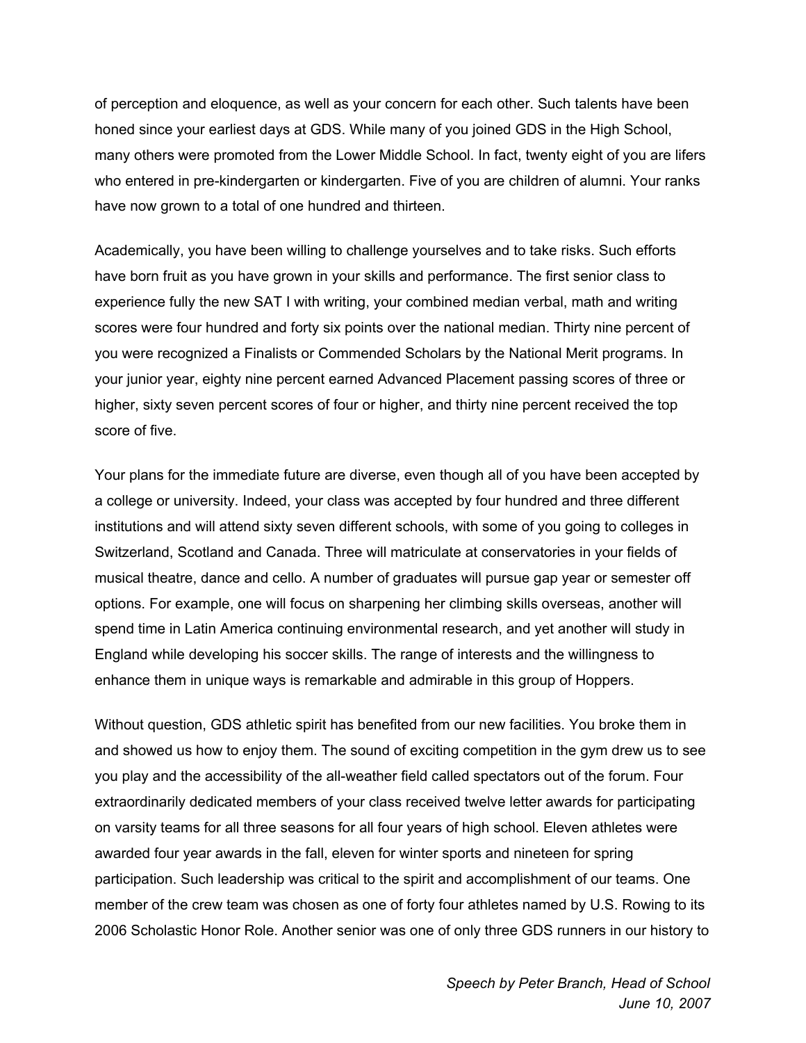of perception and eloquence, as well as your concern for each other. Such talents have been honed since your earliest days at GDS. While many of you joined GDS in the High School, many others were promoted from the Lower Middle School. In fact, twenty eight of you are lifers who entered in pre-kindergarten or kindergarten. Five of you are children of alumni. Your ranks have now grown to a total of one hundred and thirteen.

Academically, you have been willing to challenge yourselves and to take risks. Such efforts have born fruit as you have grown in your skills and performance. The first senior class to experience fully the new SAT I with writing, your combined median verbal, math and writing scores were four hundred and forty six points over the national median. Thirty nine percent of you were recognized a Finalists or Commended Scholars by the National Merit programs. In your junior year, eighty nine percent earned Advanced Placement passing scores of three or higher, sixty seven percent scores of four or higher, and thirty nine percent received the top score of five.

Your plans for the immediate future are diverse, even though all of you have been accepted by a college or university. Indeed, your class was accepted by four hundred and three different institutions and will attend sixty seven different schools, with some of you going to colleges in Switzerland, Scotland and Canada. Three will matriculate at conservatories in your fields of musical theatre, dance and cello. A number of graduates will pursue gap year or semester off options. For example, one will focus on sharpening her climbing skills overseas, another will spend time in Latin America continuing environmental research, and yet another will study in England while developing his soccer skills. The range of interests and the willingness to enhance them in unique ways is remarkable and admirable in this group of Hoppers.

Without question, GDS athletic spirit has benefited from our new facilities. You broke them in and showed us how to enjoy them. The sound of exciting competition in the gym drew us to see you play and the accessibility of the all-weather field called spectators out of the forum. Four extraordinarily dedicated members of your class received twelve letter awards for participating on varsity teams for all three seasons for all four years of high school. Eleven athletes were awarded four year awards in the fall, eleven for winter sports and nineteen for spring participation. Such leadership was critical to the spirit and accomplishment of our teams. One member of the crew team was chosen as one of forty four athletes named by U.S. Rowing to its 2006 Scholastic Honor Role. Another senior was one of only three GDS runners in our history to

*Speech by Peter Branch, Head of School*
*June 10, 2007*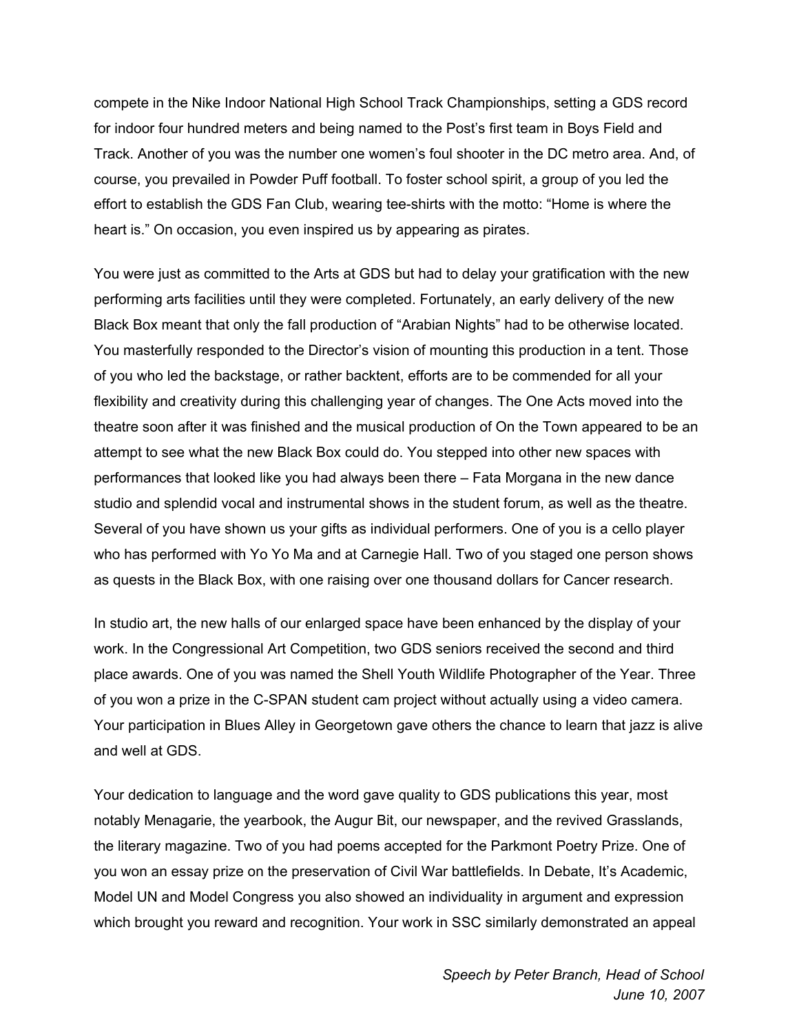compete in the Nike Indoor National High School Track Championships, setting a GDS record for indoor four hundred meters and being named to the Post's first team in Boys Field and Track. Another of you was the number one women's foul shooter in the DC metro area. And, of course, you prevailed in Powder Puff football. To foster school spirit, a group of you led the effort to establish the GDS Fan Club, wearing tee-shirts with the motto: "Home is where the heart is." On occasion, you even inspired us by appearing as pirates.

You were just as committed to the Arts at GDS but had to delay your gratification with the new performing arts facilities until they were completed. Fortunately, an early delivery of the new Black Box meant that only the fall production of "Arabian Nights" had to be otherwise located. You masterfully responded to the Director's vision of mounting this production in a tent. Those of you who led the backstage, or rather backtent, efforts are to be commended for all your flexibility and creativity during this challenging year of changes. The One Acts moved into the theatre soon after it was finished and the musical production of On the Town appeared to be an attempt to see what the new Black Box could do. You stepped into other new spaces with performances that looked like you had always been there – Fata Morgana in the new dance studio and splendid vocal and instrumental shows in the student forum, as well as the theatre. Several of you have shown us your gifts as individual performers. One of you is a cello player who has performed with Yo Yo Ma and at Carnegie Hall. Two of you staged one person shows as quests in the Black Box, with one raising over one thousand dollars for Cancer research.

In studio art, the new halls of our enlarged space have been enhanced by the display of your work. In the Congressional Art Competition, two GDS seniors received the second and third place awards. One of you was named the Shell Youth Wildlife Photographer of the Year. Three of you won a prize in the C-SPAN student cam project without actually using a video camera. Your participation in Blues Alley in Georgetown gave others the chance to learn that jazz is alive and well at GDS.

Your dedication to language and the word gave quality to GDS publications this year, most notably Menagarie, the yearbook, the Augur Bit, our newspaper, and the revived Grasslands, the literary magazine. Two of you had poems accepted for the Parkmont Poetry Prize. One of you won an essay prize on the preservation of Civil War battlefields. In Debate, It's Academic, Model UN and Model Congress you also showed an individuality in argument and expression which brought you reward and recognition. Your work in SSC similarly demonstrated an appeal

*Speech by Peter Branch, Head of School*
*June 10, 2007*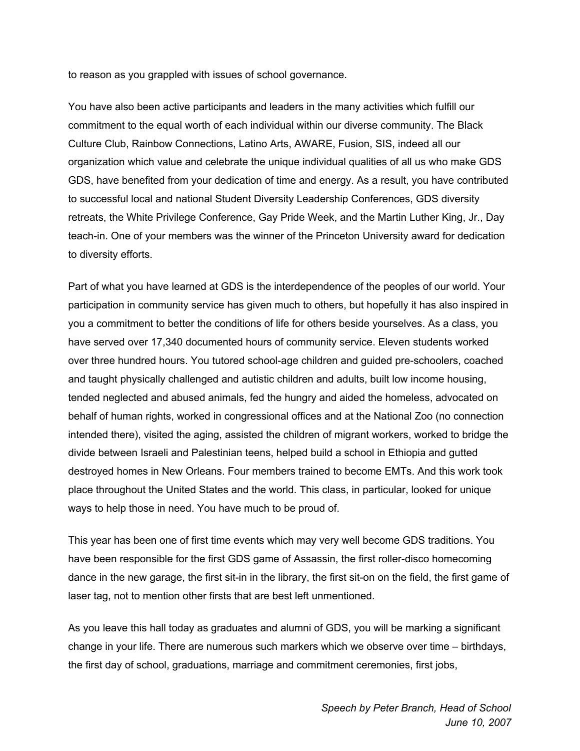to reason as you grappled with issues of school governance.

You have also been active participants and leaders in the many activities which fulfill our commitment to the equal worth of each individual within our diverse community. The Black Culture Club, Rainbow Connections, Latino Arts, AWARE, Fusion, SIS, indeed all our organization which value and celebrate the unique individual qualities of all us who make GDS GDS, have benefited from your dedication of time and energy. As a result, you have contributed to successful local and national Student Diversity Leadership Conferences, GDS diversity retreats, the White Privilege Conference, Gay Pride Week, and the Martin Luther King, Jr., Day teach-in. One of your members was the winner of the Princeton University award for dedication to diversity efforts.

Part of what you have learned at GDS is the interdependence of the peoples of our world. Your participation in community service has given much to others, but hopefully it has also inspired in you a commitment to better the conditions of life for others beside yourselves. As a class, you have served over 17,340 documented hours of community service. Eleven students worked over three hundred hours. You tutored school-age children and guided pre-schoolers, coached and taught physically challenged and autistic children and adults, built low income housing, tended neglected and abused animals, fed the hungry and aided the homeless, advocated on behalf of human rights, worked in congressional offices and at the National Zoo (no connection intended there), visited the aging, assisted the children of migrant workers, worked to bridge the divide between Israeli and Palestinian teens, helped build a school in Ethiopia and gutted destroyed homes in New Orleans. Four members trained to become EMTs. And this work took place throughout the United States and the world. This class, in particular, looked for unique ways to help those in need. You have much to be proud of.

This year has been one of first time events which may very well become GDS traditions. You have been responsible for the first GDS game of Assassin, the first roller-disco homecoming dance in the new garage, the first sit-in in the library, the first sit-on on the field, the first game of laser tag, not to mention other firsts that are best left unmentioned.

As you leave this hall today as graduates and alumni of GDS, you will be marking a significant change in your life. There are numerous such markers which we observe over time – birthdays, the first day of school, graduations, marriage and commitment ceremonies, first jobs,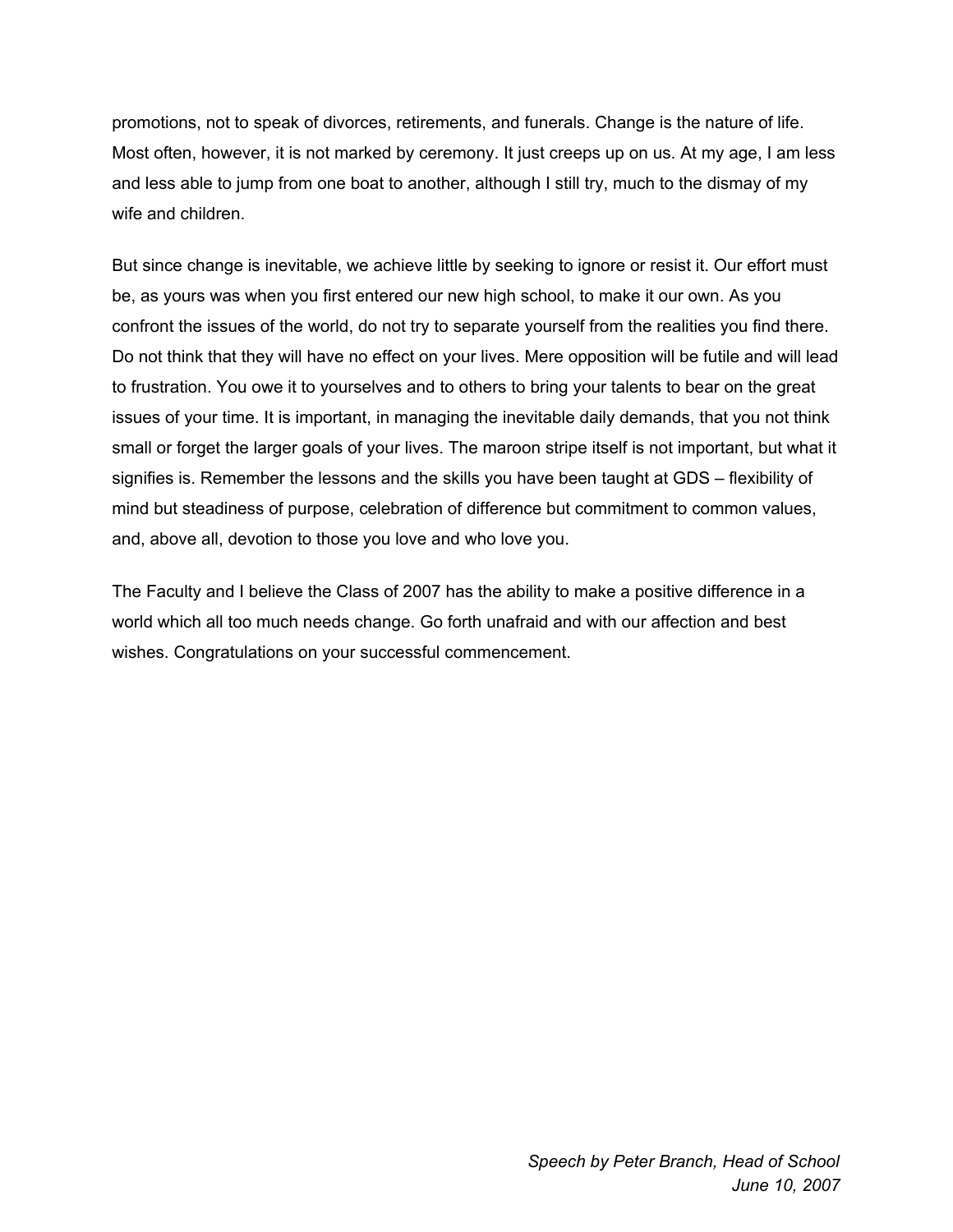promotions, not to speak of divorces, retirements, and funerals. Change is the nature of life. Most often, however, it is not marked by ceremony. It just creeps up on us. At my age, I am less and less able to jump from one boat to another, although I still try, much to the dismay of my wife and children.

But since change is inevitable, we achieve little by seeking to ignore or resist it. Our effort must be, as yours was when you first entered our new high school, to make it our own. As you confront the issues of the world, do not try to separate yourself from the realities you find there. Do not think that they will have no effect on your lives. Mere opposition will be futile and will lead to frustration. You owe it to yourselves and to others to bring your talents to bear on the great issues of your time. It is important, in managing the inevitable daily demands, that you not think small or forget the larger goals of your lives. The maroon stripe itself is not important, but what it signifies is. Remember the lessons and the skills you have been taught at GDS – flexibility of mind but steadiness of purpose, celebration of difference but commitment to common values, and, above all, devotion to those you love and who love you.

The Faculty and I believe the Class of 2007 has the ability to make a positive difference in a world which all too much needs change. Go forth unafraid and with our affection and best wishes. Congratulations on your successful commencement.

*Speech by Peter Branch, Head of School*
*June 10, 2007*